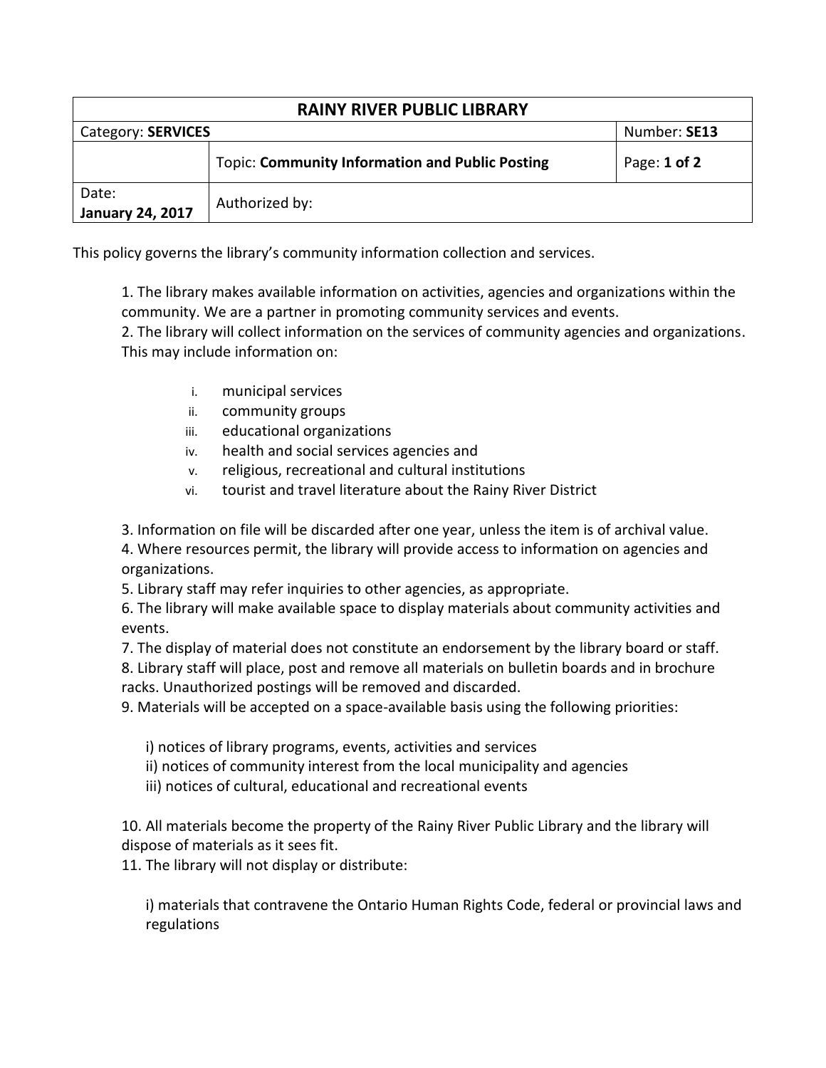| RAINY RIVER PUBLIC LIBRARY | | |
|---|---|---|
| Category: **SERVICES** | | Number: **SE13** |
| | Topic: **Community Information and Public Posting** | Page: **1 of 2** |
| Date: **January 24, 2017** | Authorized by: | |

This policy governs the library's community information collection and services.

1. The library makes available information on activities, agencies and organizations within the community. We are a partner in promoting community services and events.
2. The library will collect information on the services of community agencies and organizations. This may include information on:

   i. municipal services
   ii. community groups
   iii. educational organizations
   iv. health and social services agencies and
   v. religious, recreational and cultural institutions
   vi. tourist and travel literature about the Rainy River District

3. Information on file will be discarded after one year, unless the item is of archival value.
4. Where resources permit, the library will provide access to information on agencies and organizations.
5. Library staff may refer inquiries to other agencies, as appropriate.
6. The library will make available space to display materials about community activities and events.
7. The display of material does not constitute an endorsement by the library board or staff.
8. Library staff will place, post and remove all materials on bulletin boards and in brochure racks. Unauthorized postings will be removed and discarded.
9. Materials will be accepted on a space-available basis using the following priorities:

   i) notices of library programs, events, activities and services
   ii) notices of community interest from the local municipality and agencies
   iii) notices of cultural, educational and recreational events

10. All materials become the property of the Rainy River Public Library and the library will dispose of materials as it sees fit.
11. The library will not display or distribute:

    i) materials that contravene the Ontario Human Rights Code, federal or provincial laws and regulations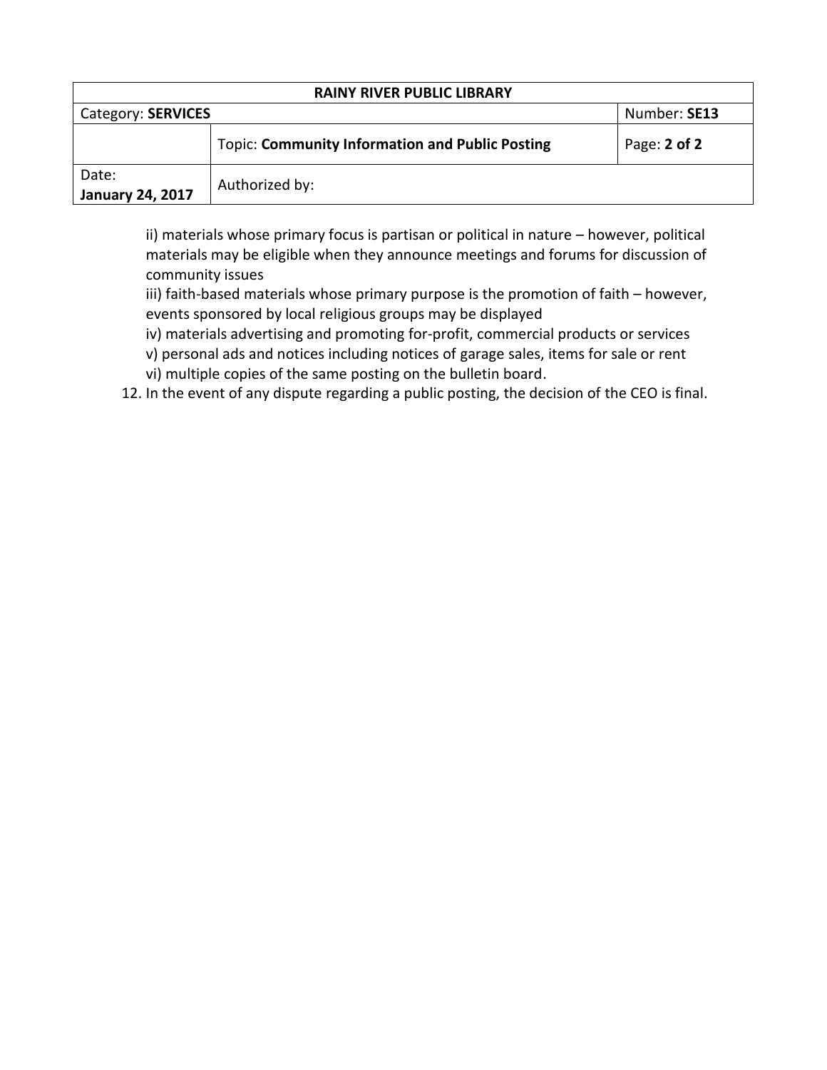ii) materials whose primary focus is partisan or political in nature – however, political materials may be eligible when they announce meetings and forums for discussion of community issues

iii) faith-based materials whose primary purpose is the promotion of faith – however, events sponsored by local religious groups may be displayed

iv) materials advertising and promoting for-profit, commercial products or services

v) personal ads and notices including notices of garage sales, items for sale or rent

vi) multiple copies of the same posting on the bulletin board.

12. In the event of any dispute regarding a public posting, the decision of the CEO is final.